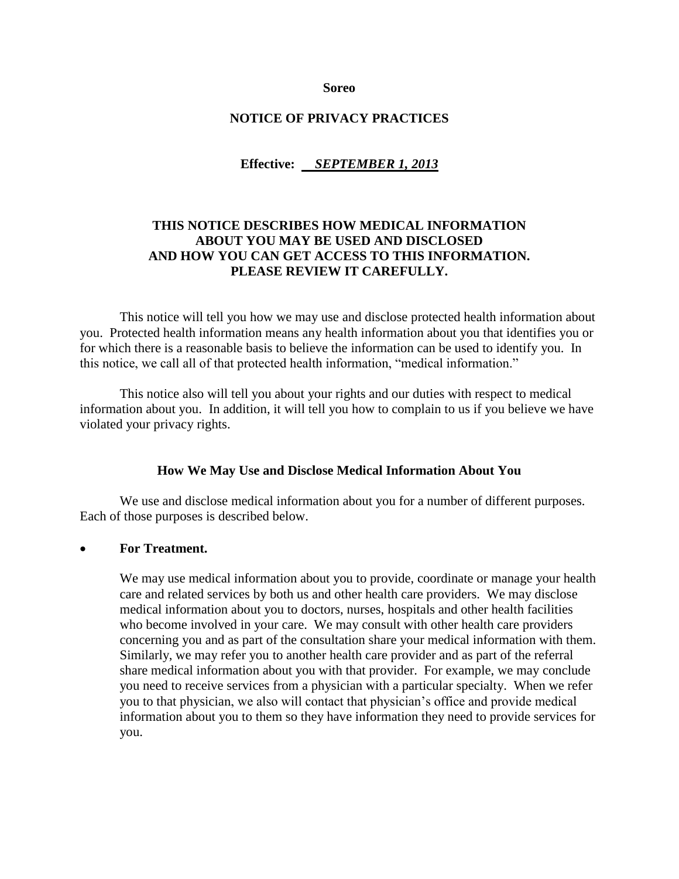**Soreo**

# NOTICE OF PRIVACY PRACTICES

**Effective: *SEPTEMBER 1, 2013***

**THIS NOTICE DESCRIBES HOW MEDICAL INFORMATION ABOUT YOU MAY BE USED AND DISCLOSED AND HOW YOU CAN GET ACCESS TO THIS INFORMATION. PLEASE REVIEW IT CAREFULLY.**

This notice will tell you how we may use and disclose protected health information about you. Protected health information means any health information about you that identifies you or for which there is a reasonable basis to believe the information can be used to identify you. In this notice, we call all of that protected health information, "medical information."

This notice also will tell you about your rights and our duties with respect to medical information about you. In addition, it will tell you how to complain to us if you believe we have violated your privacy rights.

## How We May Use and Disclose Medical Information About You

We use and disclose medical information about you for a number of different purposes. Each of those purposes is described below.

- **For Treatment.**

  We may use medical information about you to provide, coordinate or manage your health care and related services by both us and other health care providers. We may disclose medical information about you to doctors, nurses, hospitals and other health facilities who become involved in your care. We may consult with other health care providers concerning you and as part of the consultation share your medical information with them. Similarly, we may refer you to another health care provider and as part of the referral share medical information about you with that provider. For example, we may conclude you need to receive services from a physician with a particular specialty. When we refer you to that physician, we also will contact that physician's office and provide medical information about you to them so they have information they need to provide services for you.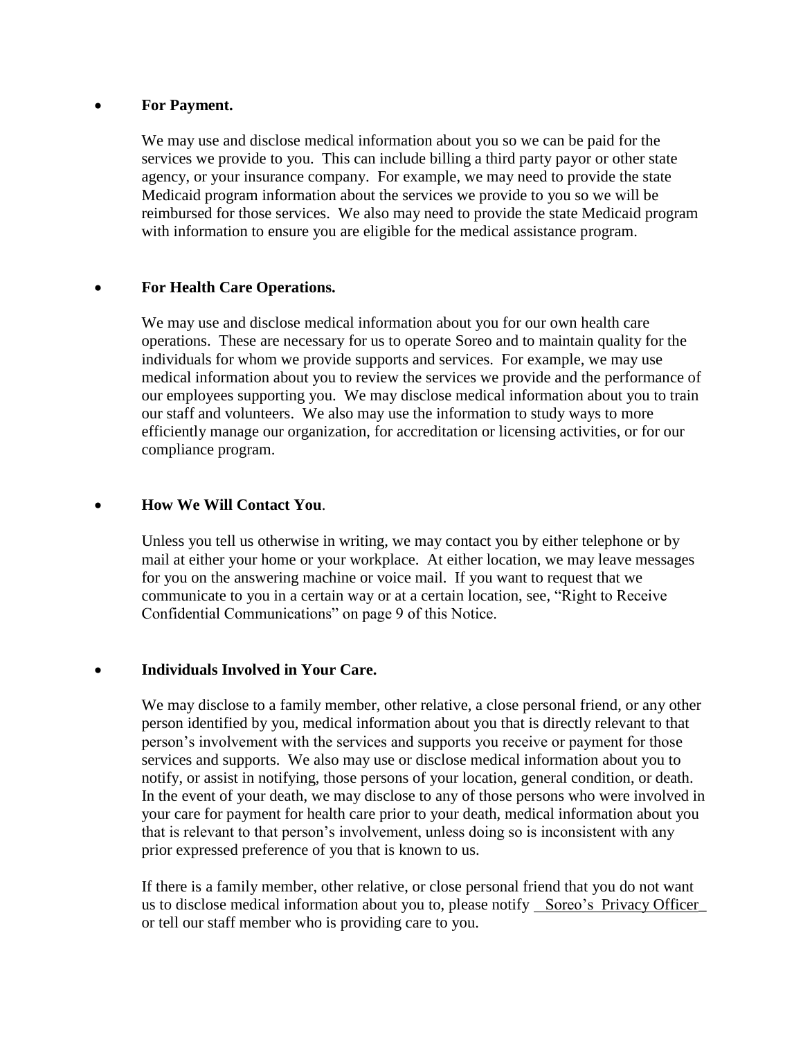- **For Payment.**

  We may use and disclose medical information about you so we can be paid for the services we provide to you. This can include billing a third party payor or other state agency, or your insurance company. For example, we may need to provide the state Medicaid program information about the services we provide to you so we will be reimbursed for those services. We also may need to provide the state Medicaid program with information to ensure you are eligible for the medical assistance program.

- **For Health Care Operations.**

  We may use and disclose medical information about you for our own health care operations. These are necessary for us to operate Soreo and to maintain quality for the individuals for whom we provide supports and services. For example, we may use medical information about you to review the services we provide and the performance of our employees supporting you. We may disclose medical information about you to train our staff and volunteers. We also may use the information to study ways to more efficiently manage our organization, for accreditation or licensing activities, or for our compliance program.

- **How We Will Contact You**.

  Unless you tell us otherwise in writing, we may contact you by either telephone or by mail at either your home or your workplace. At either location, we may leave messages for you on the answering machine or voice mail. If you want to request that we communicate to you in a certain way or at a certain location, see, "Right to Receive Confidential Communications" on page 9 of this Notice.

- **Individuals Involved in Your Care.**

  We may disclose to a family member, other relative, a close personal friend, or any other person identified by you, medical information about you that is directly relevant to that person's involvement with the services and supports you receive or payment for those services and supports. We also may use or disclose medical information about you to notify, or assist in notifying, those persons of your location, general condition, or death. In the event of your death, we may disclose to any of those persons who were involved in your care for payment for health care prior to your death, medical information about you that is relevant to that person's involvement, unless doing so is inconsistent with any prior expressed preference of you that is known to us.

  If there is a family member, other relative, or close personal friend that you do not want us to disclose medical information about you to, please notify Soreo's Privacy Officer or tell our staff member who is providing care to you.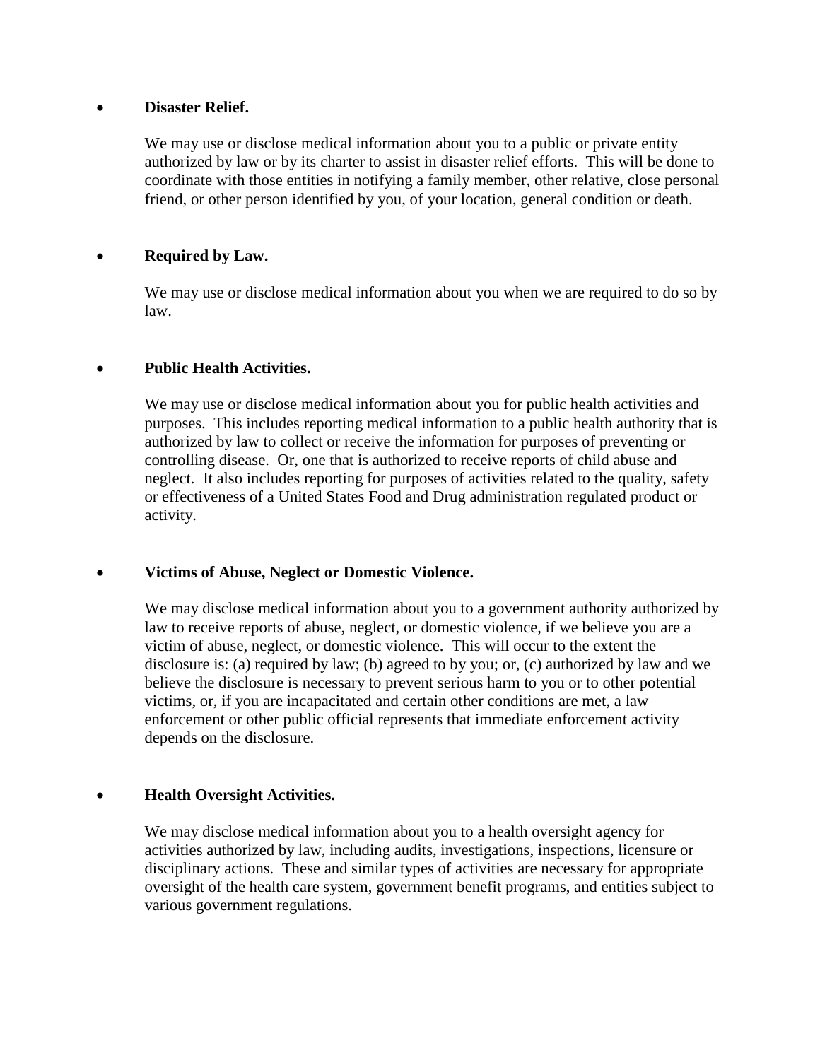- **Disaster Relief.**

  We may use or disclose medical information about you to a public or private entity authorized by law or by its charter to assist in disaster relief efforts. This will be done to coordinate with those entities in notifying a family member, other relative, close personal friend, or other person identified by you, of your location, general condition or death.

- **Required by Law.**

  We may use or disclose medical information about you when we are required to do so by law.

- **Public Health Activities.**

  We may use or disclose medical information about you for public health activities and purposes. This includes reporting medical information to a public health authority that is authorized by law to collect or receive the information for purposes of preventing or controlling disease. Or, one that is authorized to receive reports of child abuse and neglect. It also includes reporting for purposes of activities related to the quality, safety or effectiveness of a United States Food and Drug administration regulated product or activity.

- **Victims of Abuse, Neglect or Domestic Violence.**

  We may disclose medical information about you to a government authority authorized by law to receive reports of abuse, neglect, or domestic violence, if we believe you are a victim of abuse, neglect, or domestic violence. This will occur to the extent the disclosure is: (a) required by law; (b) agreed to by you; or, (c) authorized by law and we believe the disclosure is necessary to prevent serious harm to you or to other potential victims, or, if you are incapacitated and certain other conditions are met, a law enforcement or other public official represents that immediate enforcement activity depends on the disclosure.

- **Health Oversight Activities.**

  We may disclose medical information about you to a health oversight agency for activities authorized by law, including audits, investigations, inspections, licensure or disciplinary actions. These and similar types of activities are necessary for appropriate oversight of the health care system, government benefit programs, and entities subject to various government regulations.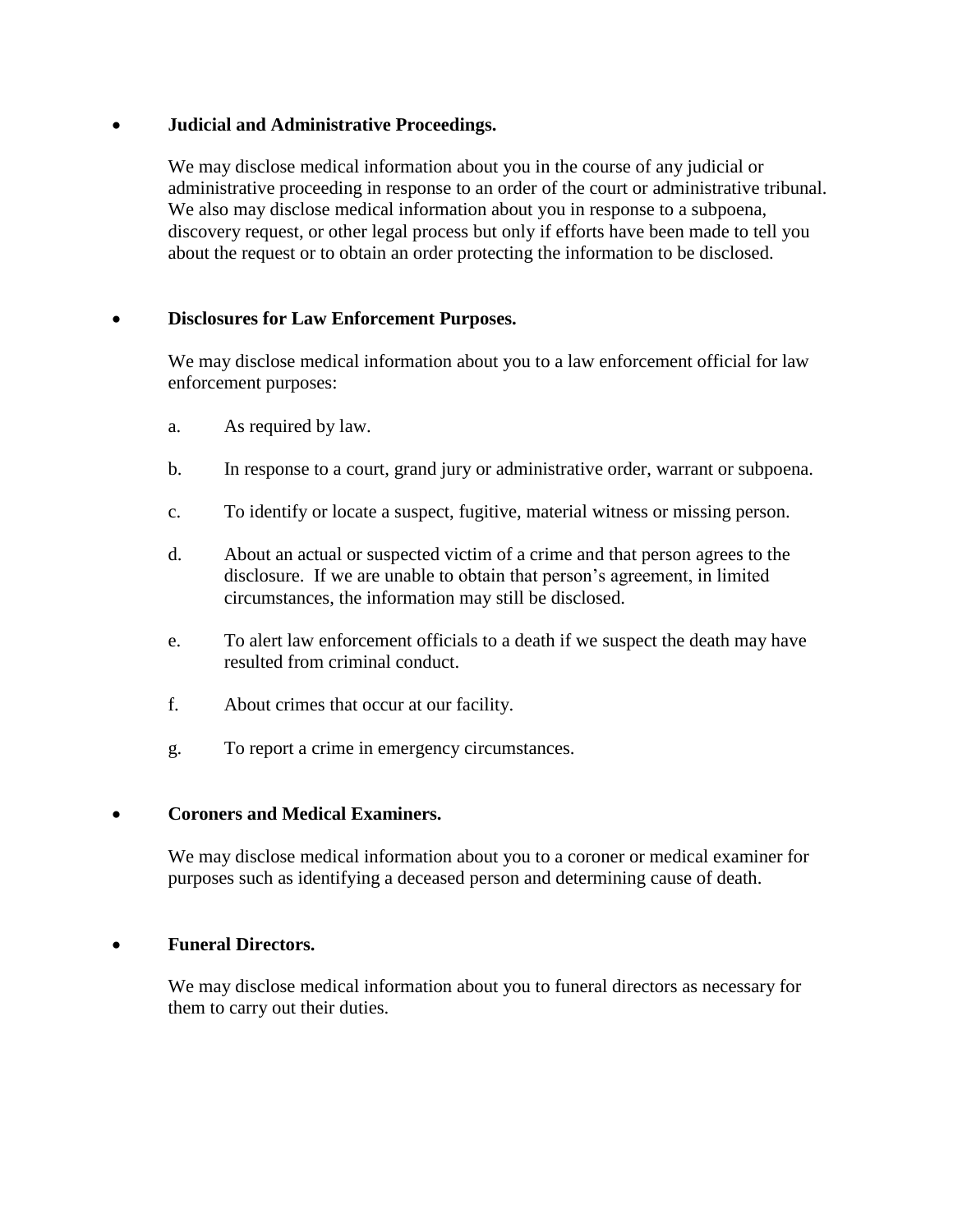- **Judicial and Administrative Proceedings.**

  We may disclose medical information about you in the course of any judicial or administrative proceeding in response to an order of the court or administrative tribunal. We also may disclose medical information about you in response to a subpoena, discovery request, or other legal process but only if efforts have been made to tell you about the request or to obtain an order protecting the information to be disclosed.

- **Disclosures for Law Enforcement Purposes.**

  We may disclose medical information about you to a law enforcement official for law enforcement purposes:

  a. As required by law.

  b. In response to a court, grand jury or administrative order, warrant or subpoena.

  c. To identify or locate a suspect, fugitive, material witness or missing person.

  d. About an actual or suspected victim of a crime and that person agrees to the disclosure. If we are unable to obtain that person's agreement, in limited circumstances, the information may still be disclosed.

  e. To alert law enforcement officials to a death if we suspect the death may have resulted from criminal conduct.

  f. About crimes that occur at our facility.

  g. To report a crime in emergency circumstances.

- **Coroners and Medical Examiners.**

  We may disclose medical information about you to a coroner or medical examiner for purposes such as identifying a deceased person and determining cause of death.

- **Funeral Directors.**

  We may disclose medical information about you to funeral directors as necessary for them to carry out their duties.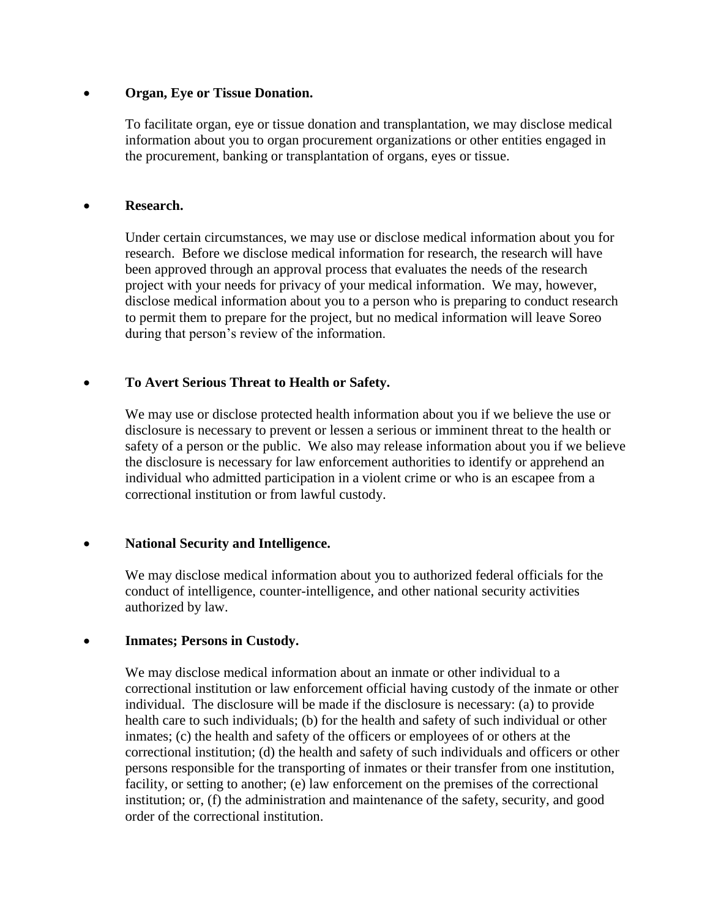- **Organ, Eye or Tissue Donation.**

  To facilitate organ, eye or tissue donation and transplantation, we may disclose medical information about you to organ procurement organizations or other entities engaged in the procurement, banking or transplantation of organs, eyes or tissue.

- **Research.**

  Under certain circumstances, we may use or disclose medical information about you for research. Before we disclose medical information for research, the research will have been approved through an approval process that evaluates the needs of the research project with your needs for privacy of your medical information. We may, however, disclose medical information about you to a person who is preparing to conduct research to permit them to prepare for the project, but no medical information will leave Soreo during that person's review of the information.

- **To Avert Serious Threat to Health or Safety.**

  We may use or disclose protected health information about you if we believe the use or disclosure is necessary to prevent or lessen a serious or imminent threat to the health or safety of a person or the public. We also may release information about you if we believe the disclosure is necessary for law enforcement authorities to identify or apprehend an individual who admitted participation in a violent crime or who is an escapee from a correctional institution or from lawful custody.

- **National Security and Intelligence.**

  We may disclose medical information about you to authorized federal officials for the conduct of intelligence, counter-intelligence, and other national security activities authorized by law.

- **Inmates; Persons in Custody.**

  We may disclose medical information about an inmate or other individual to a correctional institution or law enforcement official having custody of the inmate or other individual. The disclosure will be made if the disclosure is necessary: (a) to provide health care to such individuals; (b) for the health and safety of such individual or other inmates; (c) the health and safety of the officers or employees of or others at the correctional institution; (d) the health and safety of such individuals and officers or other persons responsible for the transporting of inmates or their transfer from one institution, facility, or setting to another; (e) law enforcement on the premises of the correctional institution; or, (f) the administration and maintenance of the safety, security, and good order of the correctional institution.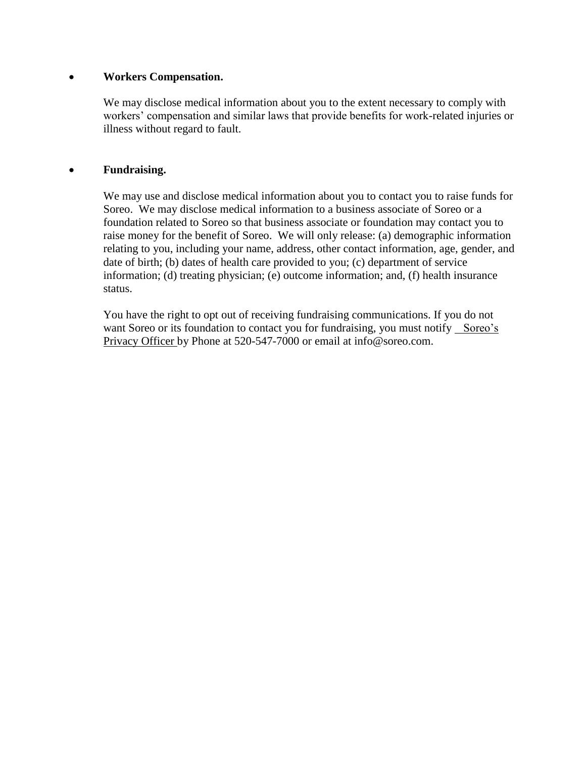- **Workers Compensation.**

  We may disclose medical information about you to the extent necessary to comply with workers' compensation and similar laws that provide benefits for work-related injuries or illness without regard to fault.

- **Fundraising.**

  We may use and disclose medical information about you to contact you to raise funds for Soreo. We may disclose medical information to a business associate of Soreo or a foundation related to Soreo so that business associate or foundation may contact you to raise money for the benefit of Soreo. We will only release: (a) demographic information relating to you, including your name, address, other contact information, age, gender, and date of birth; (b) dates of health care provided to you; (c) department of service information; (d) treating physician; (e) outcome information; and, (f) health insurance status.

  You have the right to opt out of receiving fundraising communications. If you do not want Soreo or its foundation to contact you for fundraising, you must notify Soreo's Privacy Officer by Phone at 520-547-7000 or email at info@soreo.com.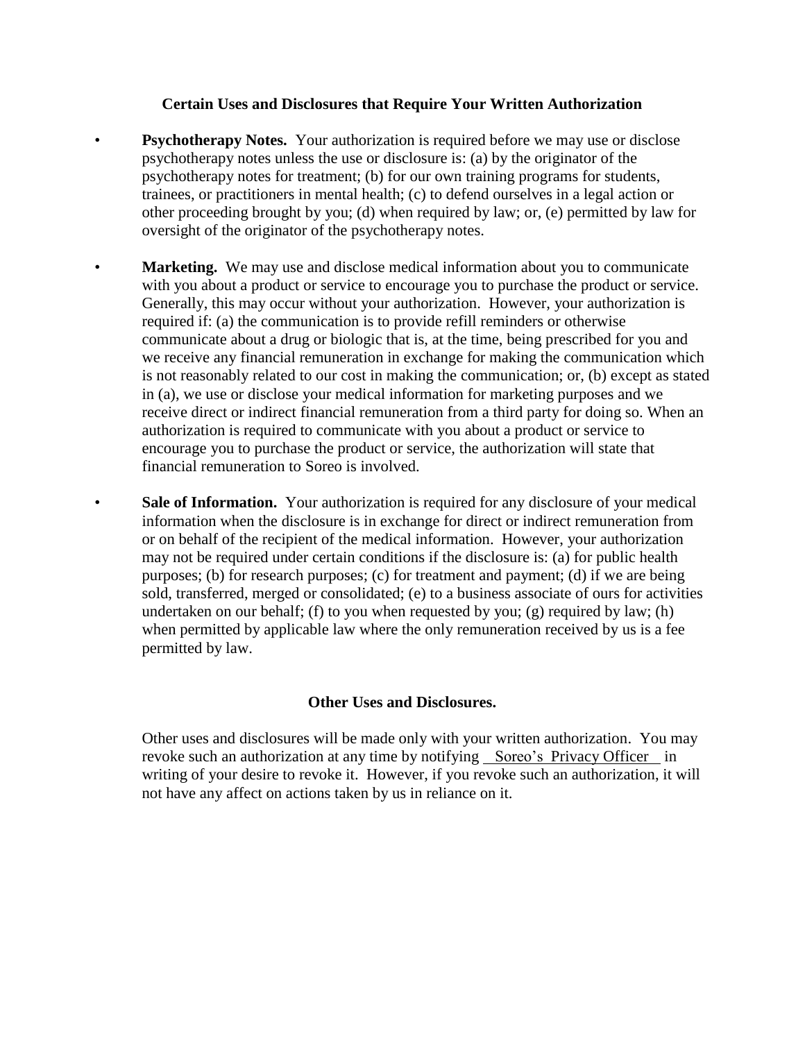## Certain Uses and Disclosures that Require Your Written Authorization

- **Psychotherapy Notes.** Your authorization is required before we may use or disclose psychotherapy notes unless the use or disclosure is: (a) by the originator of the psychotherapy notes for treatment; (b) for our own training programs for students, trainees, or practitioners in mental health; (c) to defend ourselves in a legal action or other proceeding brought by you; (d) when required by law; or, (e) permitted by law for oversight of the originator of the psychotherapy notes.

- **Marketing.** We may use and disclose medical information about you to communicate with you about a product or service to encourage you to purchase the product or service. Generally, this may occur without your authorization. However, your authorization is required if: (a) the communication is to provide refill reminders or otherwise communicate about a drug or biologic that is, at the time, being prescribed for you and we receive any financial remuneration in exchange for making the communication which is not reasonably related to our cost in making the communication; or, (b) except as stated in (a), we use or disclose your medical information for marketing purposes and we receive direct or indirect financial remuneration from a third party for doing so. When an authorization is required to communicate with you about a product or service to encourage you to purchase the product or service, the authorization will state that financial remuneration to Soreo is involved.

- **Sale of Information.** Your authorization is required for any disclosure of your medical information when the disclosure is in exchange for direct or indirect remuneration from or on behalf of the recipient of the medical information. However, your authorization may not be required under certain conditions if the disclosure is: (a) for public health purposes; (b) for research purposes; (c) for treatment and payment; (d) if we are being sold, transferred, merged or consolidated; (e) to a business associate of ours for activities undertaken on our behalf; (f) to you when requested by you; (g) required by law; (h) when permitted by applicable law where the only remuneration received by us is a fee permitted by law.

## Other Uses and Disclosures.

Other uses and disclosures will be made only with your written authorization. You may revoke such an authorization at any time by notifying Soreo's Privacy Officer in writing of your desire to revoke it. However, if you revoke such an authorization, it will not have any affect on actions taken by us in reliance on it.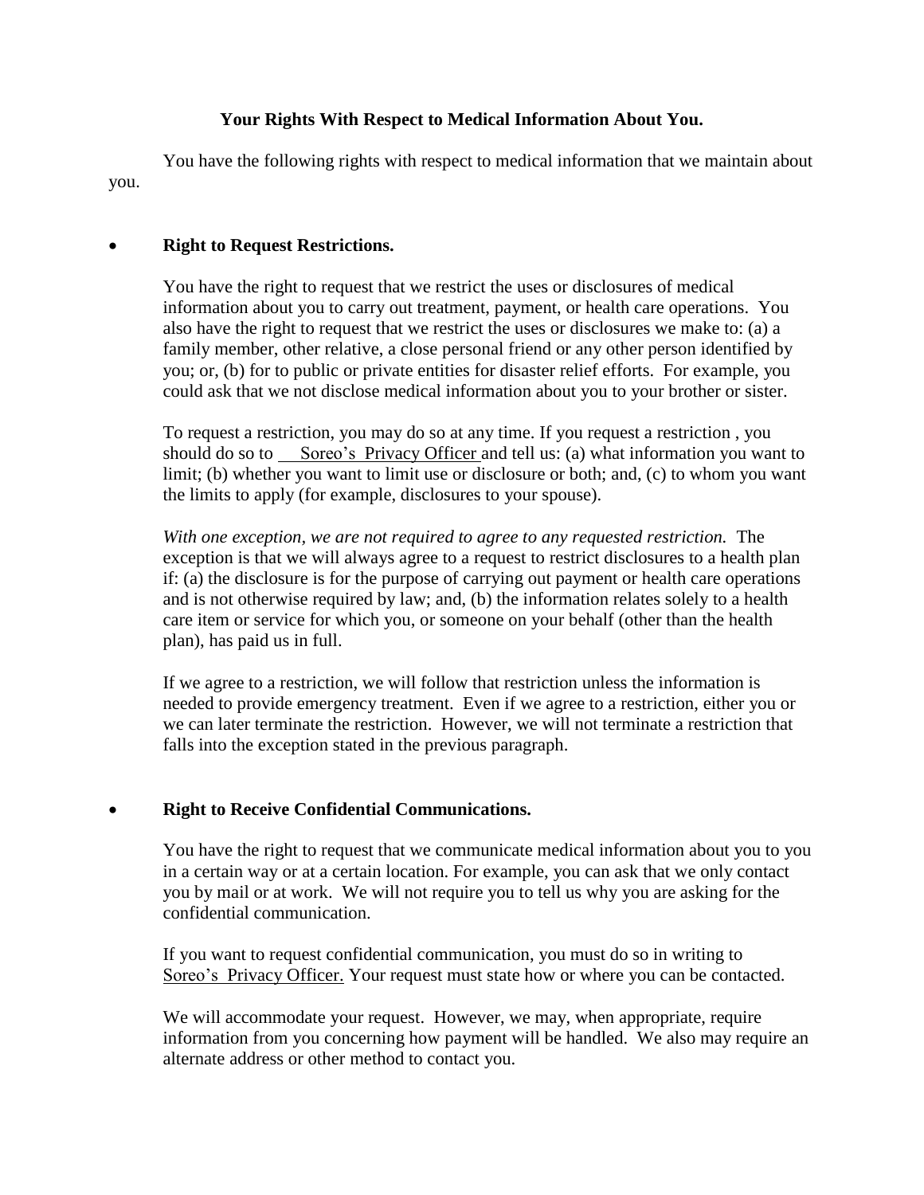### Your Rights With Respect to Medical Information About You.

You have the following rights with respect to medical information that we maintain about you.

- **Right to Request Restrictions.**

  You have the right to request that we restrict the uses or disclosures of medical information about you to carry out treatment, payment, or health care operations. You also have the right to request that we restrict the uses or disclosures we make to: (a) a family member, other relative, a close personal friend or any other person identified by you; or, (b) for to public or private entities for disaster relief efforts. For example, you could ask that we not disclose medical information about you to your brother or sister.

  To request a restriction, you may do so at any time. If you request a restriction , you should do so to Soreo's Privacy Officer and tell us: (a) what information you want to limit; (b) whether you want to limit use or disclosure or both; and, (c) to whom you want the limits to apply (for example, disclosures to your spouse).

  *With one exception, we are not required to agree to any requested restriction.* The exception is that we will always agree to a request to restrict disclosures to a health plan if: (a) the disclosure is for the purpose of carrying out payment or health care operations and is not otherwise required by law; and, (b) the information relates solely to a health care item or service for which you, or someone on your behalf (other than the health plan), has paid us in full.

  If we agree to a restriction, we will follow that restriction unless the information is needed to provide emergency treatment. Even if we agree to a restriction, either you or we can later terminate the restriction. However, we will not terminate a restriction that falls into the exception stated in the previous paragraph.

- **Right to Receive Confidential Communications.**

  You have the right to request that we communicate medical information about you to you in a certain way or at a certain location. For example, you can ask that we only contact you by mail or at work. We will not require you to tell us why you are asking for the confidential communication.

  If you want to request confidential communication, you must do so in writing to Soreo's Privacy Officer. Your request must state how or where you can be contacted.

  We will accommodate your request. However, we may, when appropriate, require information from you concerning how payment will be handled. We also may require an alternate address or other method to contact you.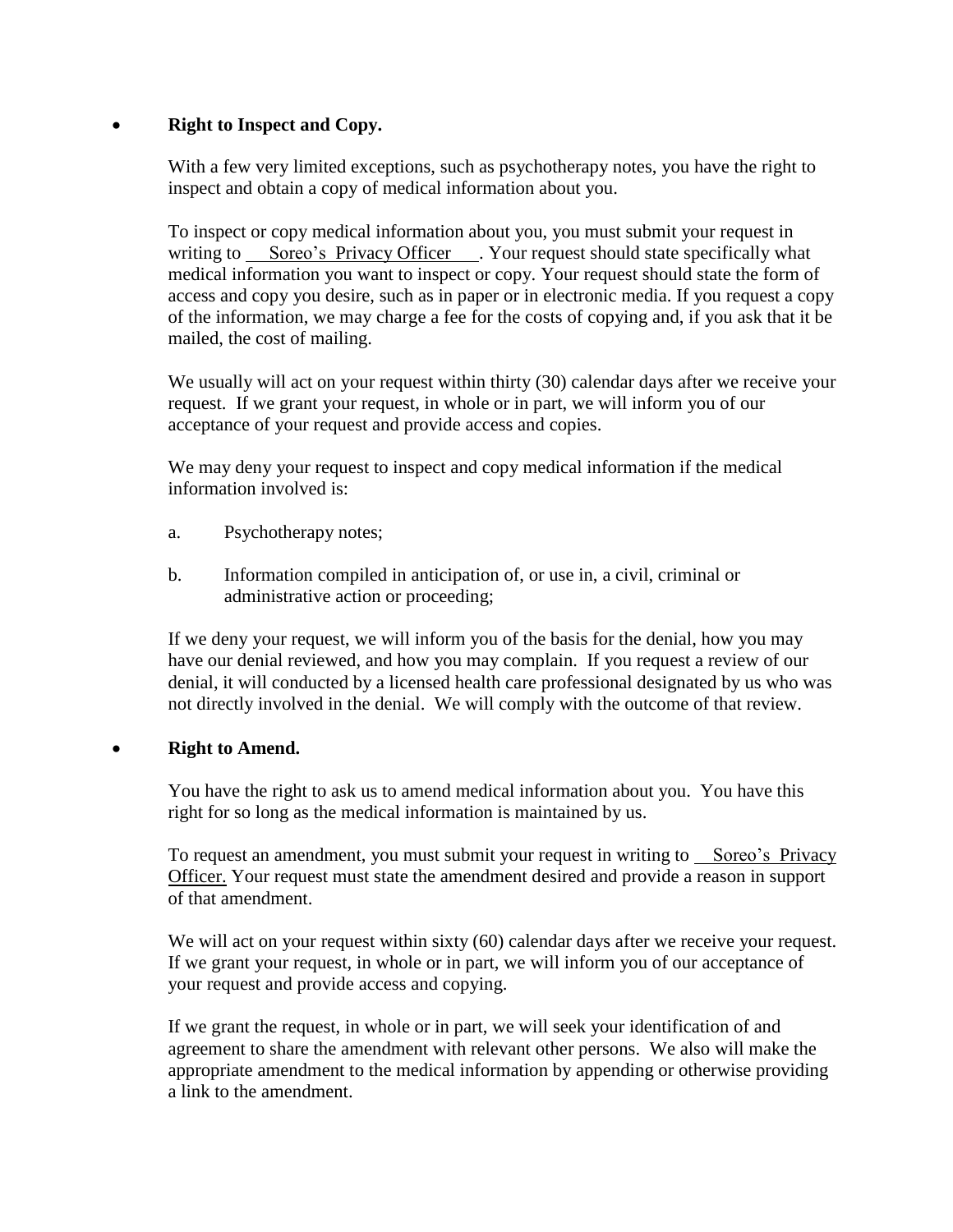- **Right to Inspect and Copy.**

  With a few very limited exceptions, such as psychotherapy notes, you have the right to inspect and obtain a copy of medical information about you.

  To inspect or copy medical information about you, you must submit your request in writing to Soreo's Privacy Officer. Your request should state specifically what medical information you want to inspect or copy. Your request should state the form of access and copy you desire, such as in paper or in electronic media. If you request a copy of the information, we may charge a fee for the costs of copying and, if you ask that it be mailed, the cost of mailing.

  We usually will act on your request within thirty (30) calendar days after we receive your request. If we grant your request, in whole or in part, we will inform you of our acceptance of your request and provide access and copies.

  We may deny your request to inspect and copy medical information if the medical information involved is:

  a. Psychotherapy notes;

  b. Information compiled in anticipation of, or use in, a civil, criminal or administrative action or proceeding;

  If we deny your request, we will inform you of the basis for the denial, how you may have our denial reviewed, and how you may complain. If you request a review of our denial, it will conducted by a licensed health care professional designated by us who was not directly involved in the denial. We will comply with the outcome of that review.

- **Right to Amend.**

  You have the right to ask us to amend medical information about you. You have this right for so long as the medical information is maintained by us.

  To request an amendment, you must submit your request in writing to Soreo's Privacy Officer. Your request must state the amendment desired and provide a reason in support of that amendment.

  We will act on your request within sixty (60) calendar days after we receive your request. If we grant your request, in whole or in part, we will inform you of our acceptance of your request and provide access and copying.

  If we grant the request, in whole or in part, we will seek your identification of and agreement to share the amendment with relevant other persons. We also will make the appropriate amendment to the medical information by appending or otherwise providing a link to the amendment.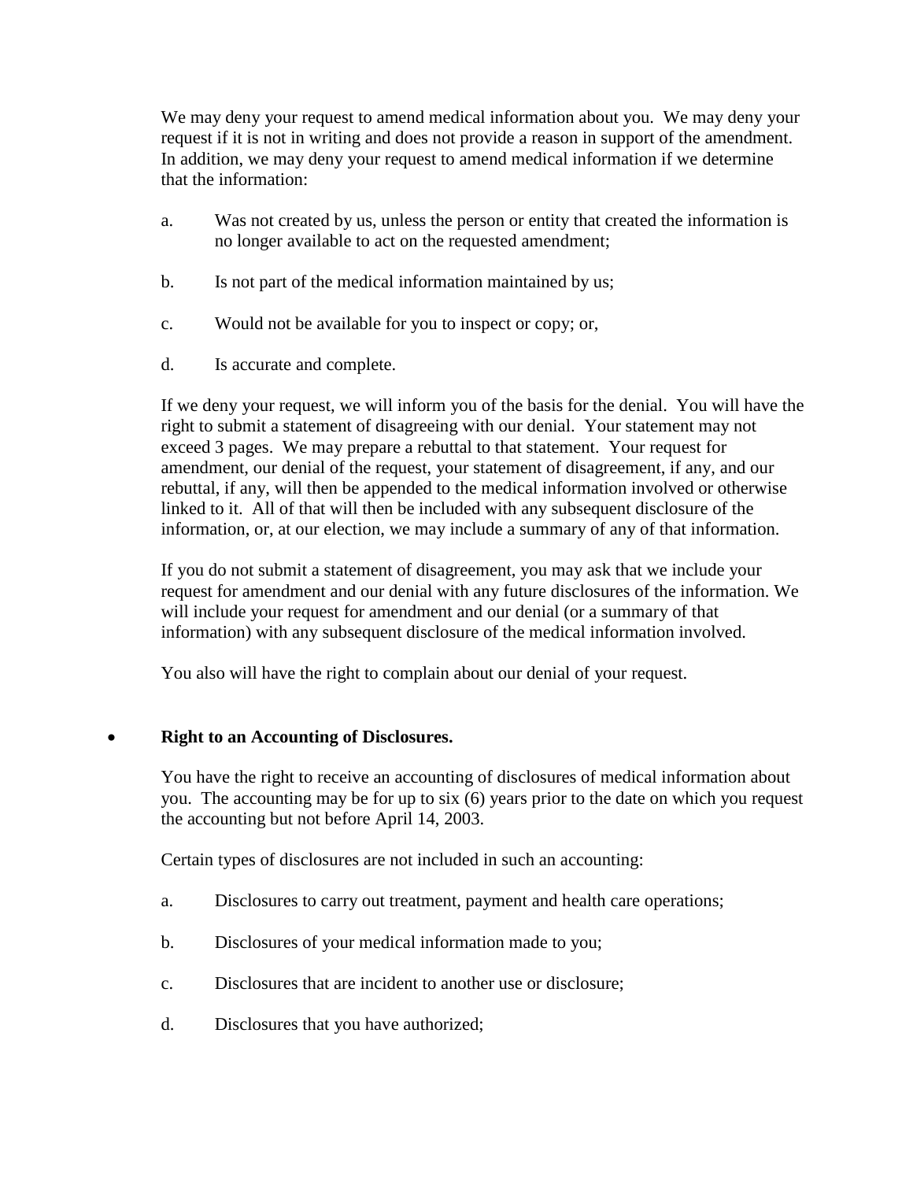We may deny your request to amend medical information about you. We may deny your request if it is not in writing and does not provide a reason in support of the amendment. In addition, we may deny your request to amend medical information if we determine that the information:

a. Was not created by us, unless the person or entity that created the information is no longer available to act on the requested amendment;

b. Is not part of the medical information maintained by us;

c. Would not be available for you to inspect or copy; or,

d. Is accurate and complete.

If we deny your request, we will inform you of the basis for the denial. You will have the right to submit a statement of disagreeing with our denial. Your statement may not exceed 3 pages. We may prepare a rebuttal to that statement. Your request for amendment, our denial of the request, your statement of disagreement, if any, and our rebuttal, if any, will then be appended to the medical information involved or otherwise linked to it. All of that will then be included with any subsequent disclosure of the information, or, at our election, we may include a summary of any of that information.

If you do not submit a statement of disagreement, you may ask that we include your request for amendment and our denial with any future disclosures of the information. We will include your request for amendment and our denial (or a summary of that information) with any subsequent disclosure of the medical information involved.

You also will have the right to complain about our denial of your request.

- **Right to an Accounting of Disclosures.**

  You have the right to receive an accounting of disclosures of medical information about you. The accounting may be for up to six (6) years prior to the date on which you request the accounting but not before April 14, 2003.

  Certain types of disclosures are not included in such an accounting:

  a. Disclosures to carry out treatment, payment and health care operations;

  b. Disclosures of your medical information made to you;

  c. Disclosures that are incident to another use or disclosure;

  d. Disclosures that you have authorized;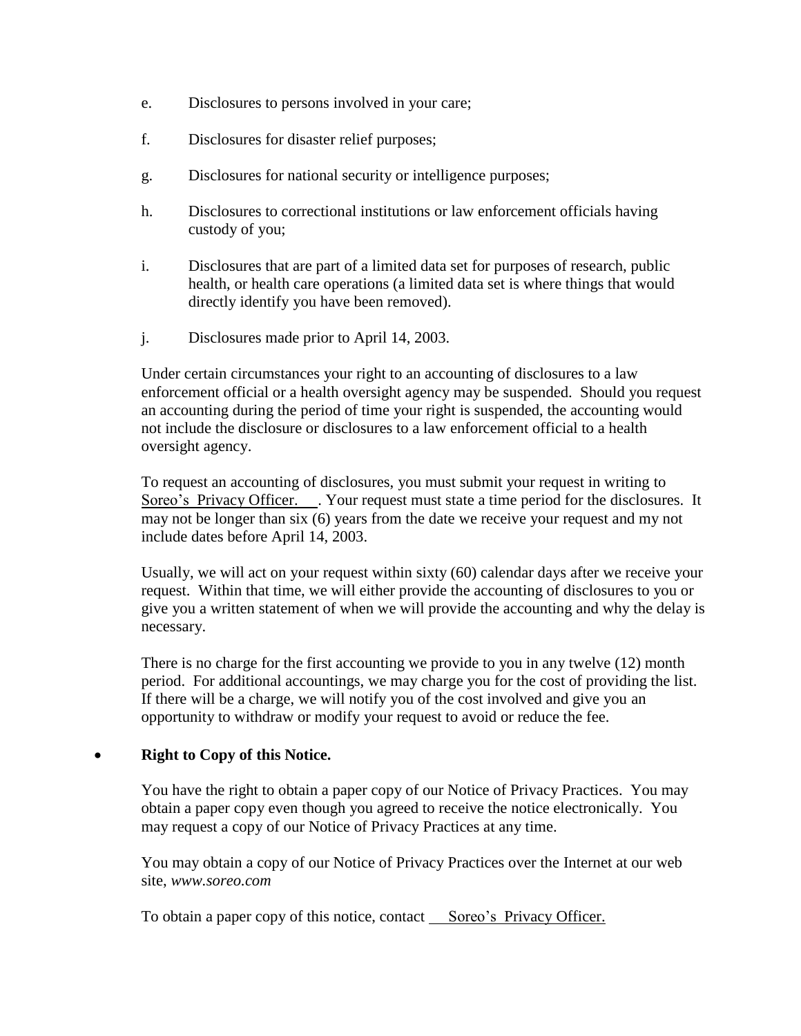e. Disclosures to persons involved in your care;

f. Disclosures for disaster relief purposes;

g. Disclosures for national security or intelligence purposes;

h. Disclosures to correctional institutions or law enforcement officials having custody of you;

i. Disclosures that are part of a limited data set for purposes of research, public health, or health care operations (a limited data set is where things that would directly identify you have been removed).

j. Disclosures made prior to April 14, 2003.

Under certain circumstances your right to an accounting of disclosures to a law enforcement official or a health oversight agency may be suspended. Should you request an accounting during the period of time your right is suspended, the accounting would not include the disclosure or disclosures to a law enforcement official to a health oversight agency.

To request an accounting of disclosures, you must submit your request in writing to Soreo's Privacy Officer. . Your request must state a time period for the disclosures. It may not be longer than six (6) years from the date we receive your request and my not include dates before April 14, 2003.

Usually, we will act on your request within sixty (60) calendar days after we receive your request. Within that time, we will either provide the accounting of disclosures to you or give you a written statement of when we will provide the accounting and why the delay is necessary.

There is no charge for the first accounting we provide to you in any twelve (12) month period. For additional accountings, we may charge you for the cost of providing the list. If there will be a charge, we will notify you of the cost involved and give you an opportunity to withdraw or modify your request to avoid or reduce the fee.

- **Right to Copy of this Notice.**

  You have the right to obtain a paper copy of our Notice of Privacy Practices. You may obtain a paper copy even though you agreed to receive the notice electronically. You may request a copy of our Notice of Privacy Practices at any time.

  You may obtain a copy of our Notice of Privacy Practices over the Internet at our web site, *www.soreo.com*

  To obtain a paper copy of this notice, contact Soreo's Privacy Officer.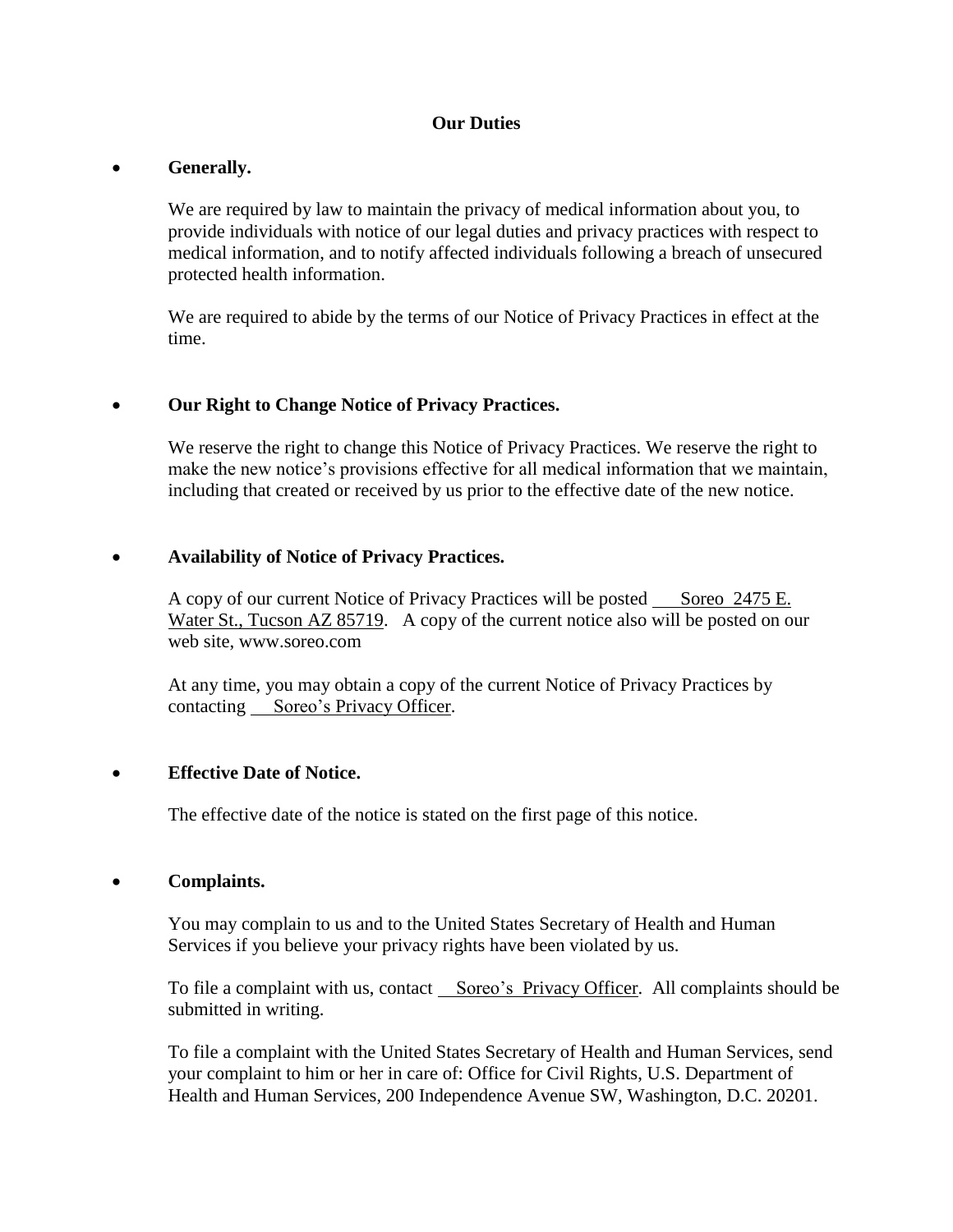## Our Duties

- **Generally.**

  We are required by law to maintain the privacy of medical information about you, to provide individuals with notice of our legal duties and privacy practices with respect to medical information, and to notify affected individuals following a breach of unsecured protected health information.

  We are required to abide by the terms of our Notice of Privacy Practices in effect at the time.

- **Our Right to Change Notice of Privacy Practices.**

  We reserve the right to change this Notice of Privacy Practices. We reserve the right to make the new notice's provisions effective for all medical information that we maintain, including that created or received by us prior to the effective date of the new notice.

- **Availability of Notice of Privacy Practices.**

  A copy of our current Notice of Privacy Practices will be posted Soreo 2475 E. Water St., Tucson AZ 85719. A copy of the current notice also will be posted on our web site, www.soreo.com

  At any time, you may obtain a copy of the current Notice of Privacy Practices by contacting Soreo's Privacy Officer.

- **Effective Date of Notice.**

  The effective date of the notice is stated on the first page of this notice.

- **Complaints.**

  You may complain to us and to the United States Secretary of Health and Human Services if you believe your privacy rights have been violated by us.

  To file a complaint with us, contact Soreo's Privacy Officer. All complaints should be submitted in writing.

  To file a complaint with the United States Secretary of Health and Human Services, send your complaint to him or her in care of: Office for Civil Rights, U.S. Department of Health and Human Services, 200 Independence Avenue SW, Washington, D.C. 20201.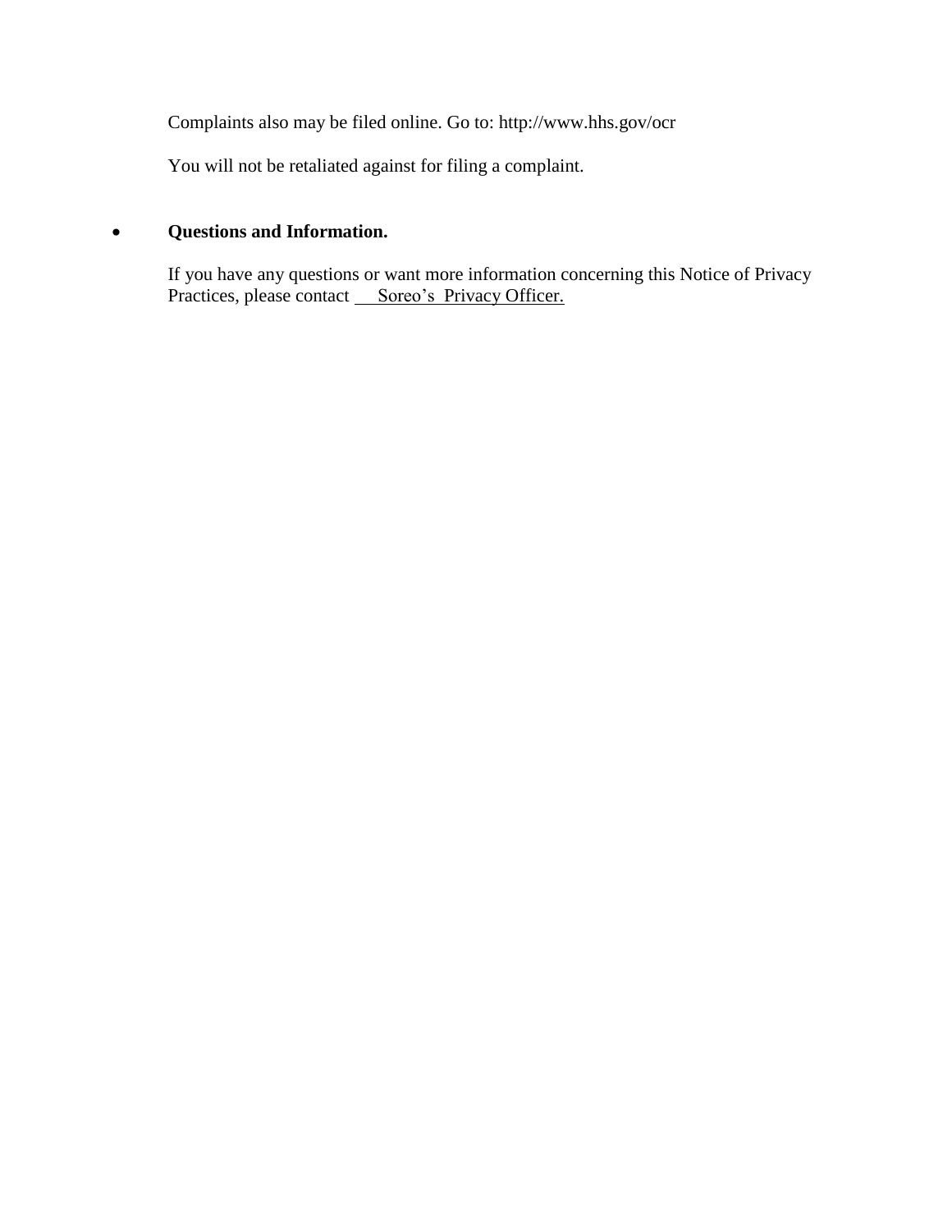Complaints also may be filed online. Go to: http://www.hhs.gov/ocr

You will not be retaliated against for filing a complaint.

- **Questions and Information.**

  If you have any questions or want more information concerning this Notice of Privacy Practices, please contact Soreo's Privacy Officer.